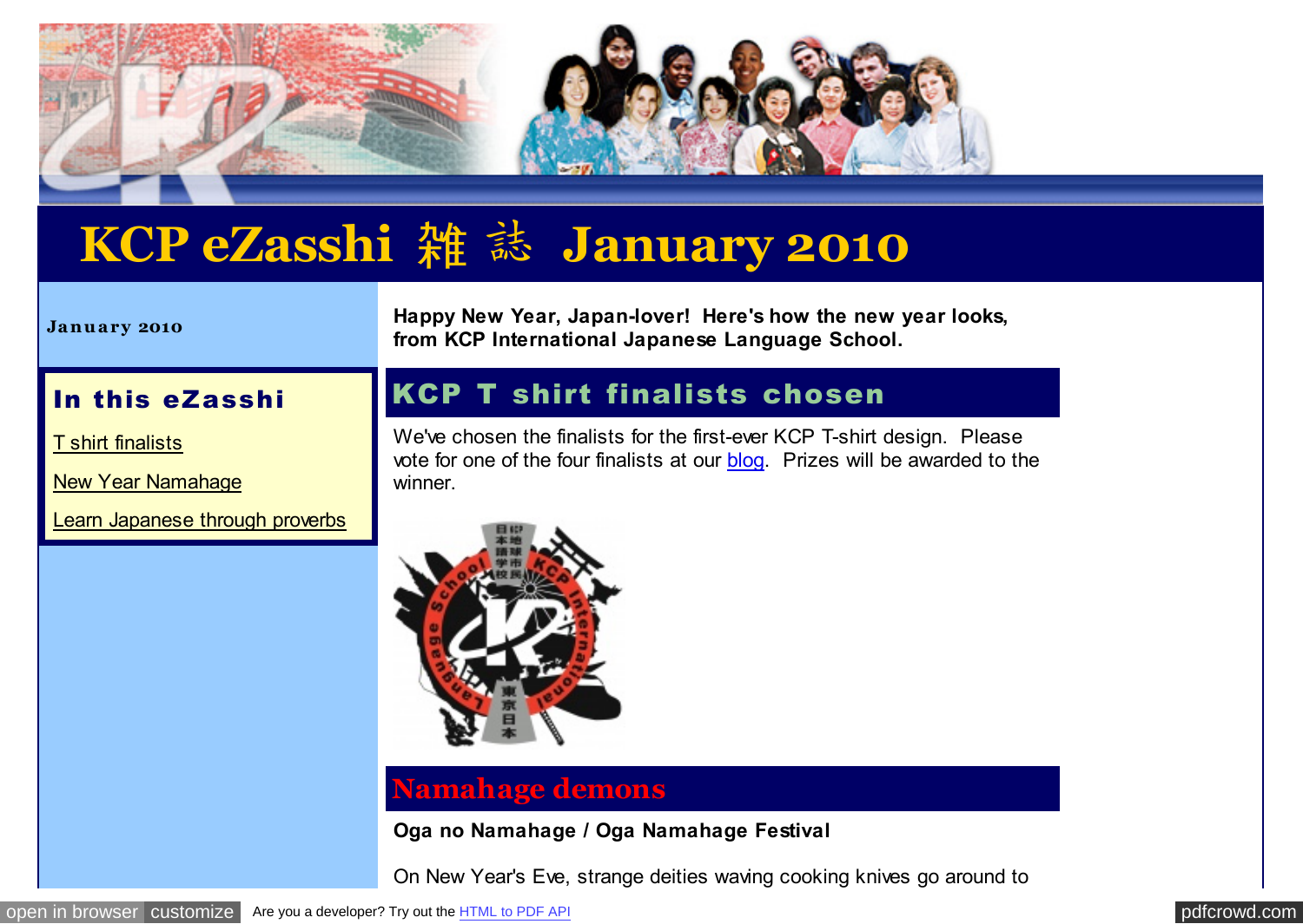# KCP eZasshi 雑 誌 January 2010

**January 2010**

## In this eZasshi

T shirt finalists

New Year Namahage

Learn Japanese through proverbs

**Happy New Year, Japan-lover! Here's how the new year looks, from KCP International Japanese Language School.**

## KCP T shirt finalists chosen

We've chosen the finalists for the first-ever KCP T-shirt design. Please vote for one of the four finalists at our blog. Prizes will be awarded to the winner.

## Namahage demons

**Oga no Namahage / Oga Namahage Festival**

On New Year's Eve, strange deities waving cooking knives go around to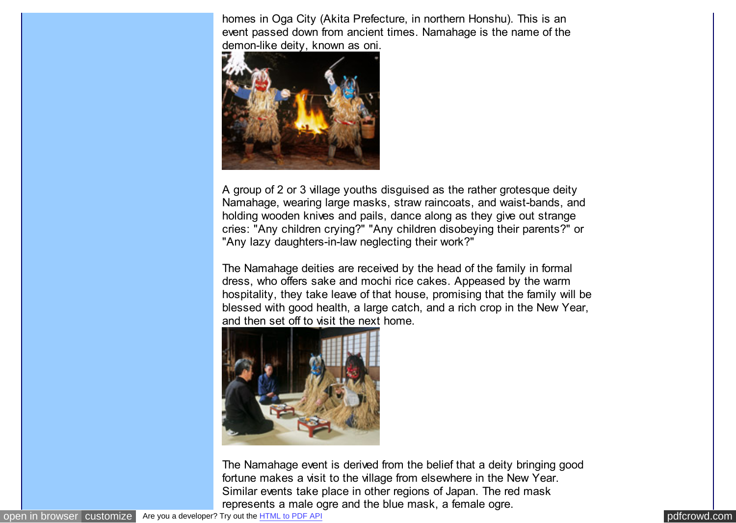homes in Oga City (Akita Prefecture, in northern Honshu). This is an event passed down from ancient times. Namahage is the name of the demon-like deity, known as oni.

A group of 2 or 3 village youths disguised as the rather grotesque deity Namahage, wearing large masks, straw raincoats, and waist-bands, and holding wooden knives and pails, dance along as they give out strange cries: "Any children crying?" "Any children disobeying their parents?" or "Any lazy daughters-in-law neglecting their work?"

The Namahage deities are received by the head of the family in formal dress, who offers sake and mochi rice cakes. Appeased by the warm hospitality, they take leave of that house, promising that the family will be blessed with good health, a large catch, and a rich crop in the New Year, and then set off to visit the next home.

The Namahage event is derived from the belief that a deity bringing good fortune makes a visit to the village from elsewhere in the New Year. Similar events take place in other regions of Japan. The red mask represents a male ogre and the blue mask, a female ogre.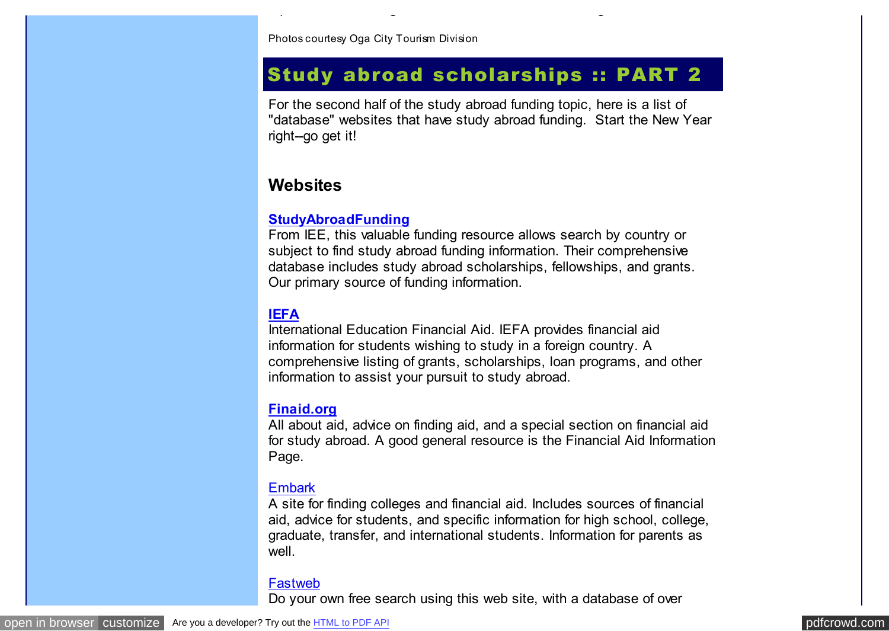Photos courtesy Oga City Tourism Division

## Study abroad scholarships :: PART 2

For the second half of the study abroad funding topic, here is a list of "database" websites that have study abroad funding.  Start the New Year right--go get it!

### Websites

**StudyAbroadFunding**
From IEE, this valuable funding resource allows search by country or subject to find study abroad funding information. Their comprehensive database includes study abroad scholarships, fellowships, and grants. Our primary source of funding information.

**IEFA**
International Education Financial Aid. IEFA provides financial aid information for students wishing to study in a foreign country. A comprehensive listing of grants, scholarships, loan programs, and other information to assist your pursuit to study abroad.

**Finaid.org**
All about aid, advice on finding aid, and a special section on financial aid for study abroad. A good general resource is the Financial Aid Information Page.

Embark
A site for finding colleges and financial aid. Includes sources of financial aid, advice for students, and specific information for high school, college, graduate, transfer, and international students. Information for parents as well.

Fastweb
Do your own free search using this web site, with a database of over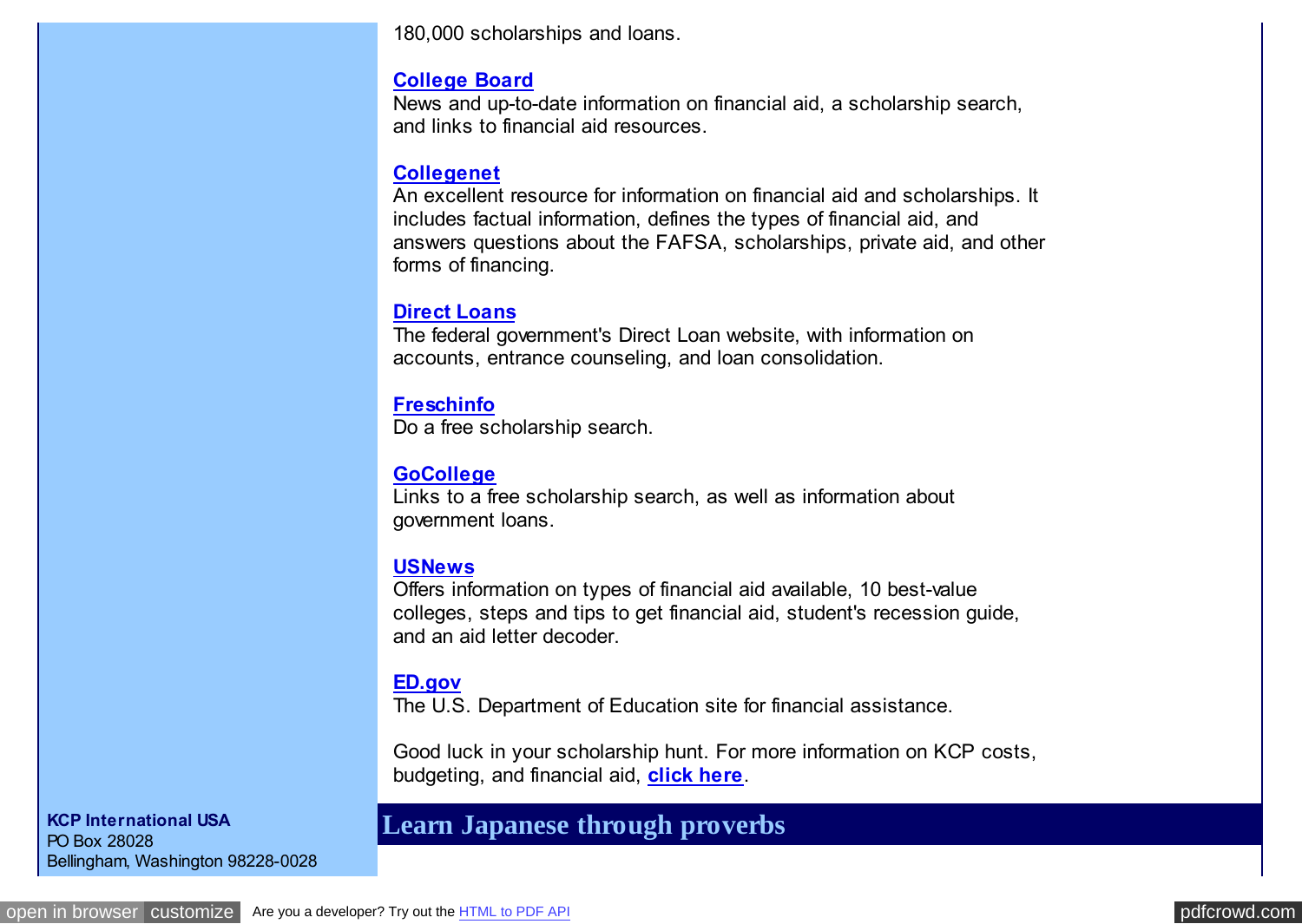180,000 scholarships and loans.

**College Board**
News and up-to-date information on financial aid, a scholarship search, and links to financial aid resources.

**Collegenet**
An excellent resource for information on financial aid and scholarships. It includes factual information, defines the types of financial aid, and answers questions about the FAFSA, scholarships, private aid, and other forms of financing.

**Direct Loans**
The federal government's Direct Loan website, with information on accounts, entrance counseling, and loan consolidation.

**Freschinfo**
Do a free scholarship search.

**GoCollege**
Links to a free scholarship search, as well as information about government loans.

**USNews**
Offers information on types of financial aid available, 10 best-value colleges, steps and tips to get financial aid, student's recession guide, and an aid letter decoder.

**ED.gov**
The U.S. Department of Education site for financial assistance.

Good luck in your scholarship hunt. For more information on KCP costs, budgeting, and financial aid, **click here**.

**KCP International USA**
PO Box 28028
Bellingham, Washington 98228-0028

## Learn Japanese through proverbs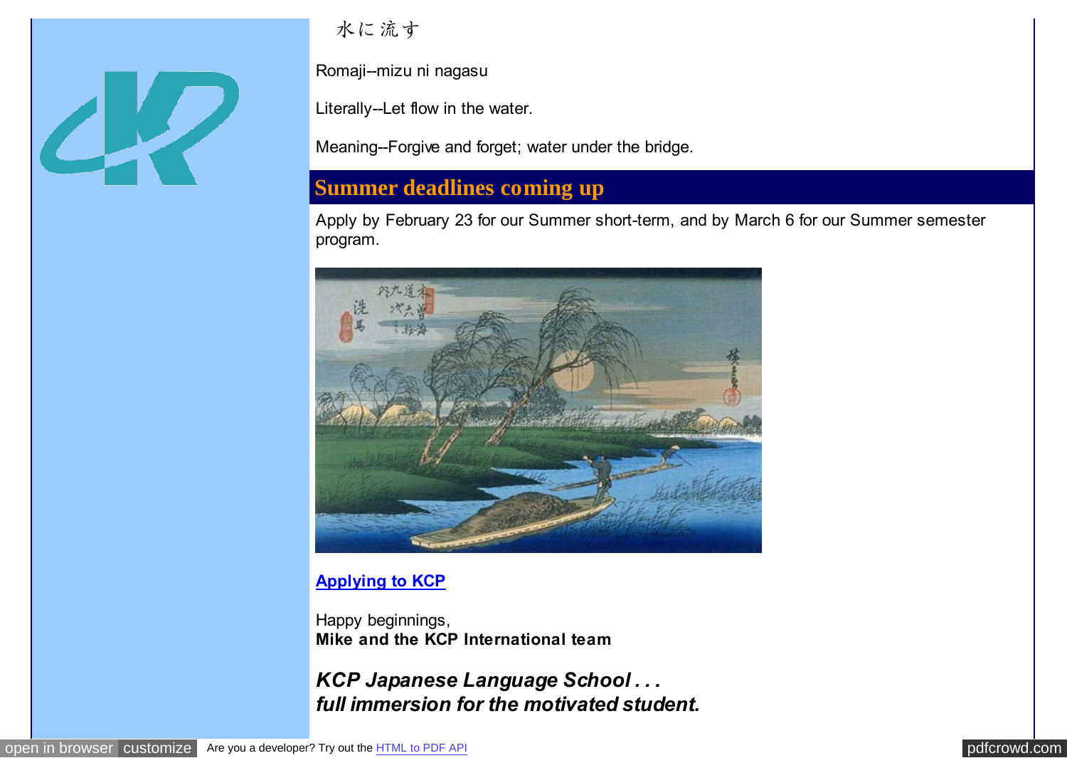水に流す

Romaji--mizu ni nagasu

Literally--Let flow in the water.

Meaning--Forgive and forget; water under the bridge.

## Summer deadlines coming up

Apply by February 23 for our Summer short-term, and by March 6 for our Summer semester program.

**Applying to KCP**

Happy beginnings,
**Mike and the KCP International team**

***KCP Japanese Language School . . .***
***full immersion for the motivated student.***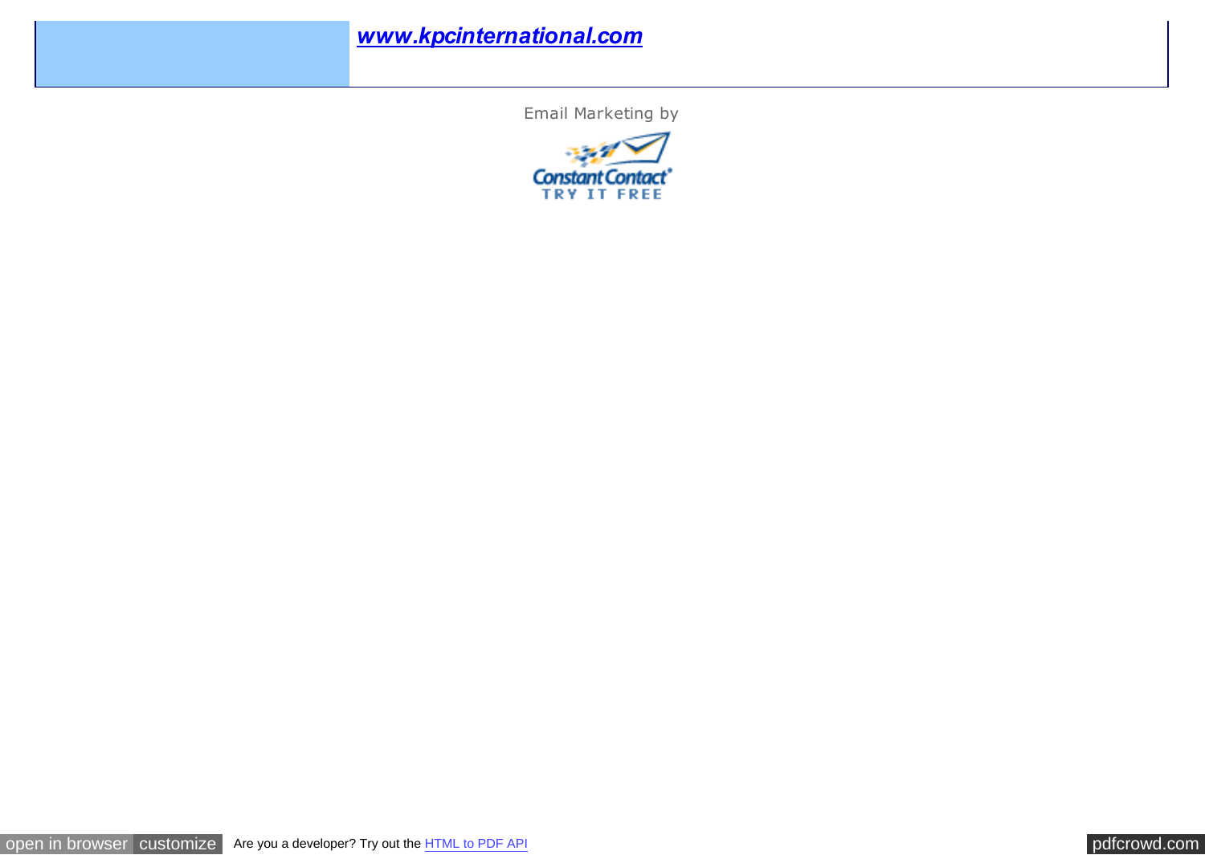[www.kpcinternational.com](http://www.kpcinternational.com)

Email Marketing by

Constant Contact
TRY IT FREE